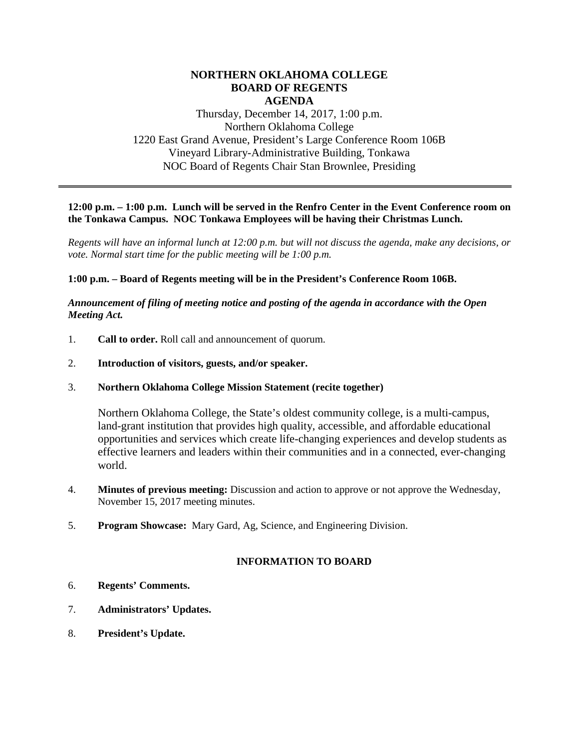# NORTHERN OKLAHOMA COLLEGE
## BOARD OF REGENTS
## AGENDA

Thursday, December 14, 2017, 1:00 p.m.
Northern Oklahoma College
1220 East Grand Avenue, President's Large Conference Room 106B
Vineyard Library-Administrative Building, Tonkawa
NOC Board of Regents Chair Stan Brownlee, Presiding

---

**12:00 p.m. – 1:00 p.m. Lunch will be served in the Renfro Center in the Event Conference room on the Tonkawa Campus. NOC Tonkawa Employees will be having their Christmas Lunch.**

*Regents will have an informal lunch at 12:00 p.m. but will not discuss the agenda, make any decisions, or vote. Normal start time for the public meeting will be 1:00 p.m.*

**1:00 p.m. – Board of Regents meeting will be in the President's Conference Room 106B.**

***Announcement of filing of meeting notice and posting of the agenda in accordance with the Open Meeting Act.***

1. **Call to order.** Roll call and announcement of quorum.

2. **Introduction of visitors, guests, and/or speaker.**

3. **Northern Oklahoma College Mission Statement (recite together)**

   Northern Oklahoma College, the State's oldest community college, is a multi-campus, land-grant institution that provides high quality, accessible, and affordable educational opportunities and services which create life-changing experiences and develop students as effective learners and leaders within their communities and in a connected, ever-changing world.

4. **Minutes of previous meeting:** Discussion and action to approve or not approve the Wednesday, November 15, 2017 meeting minutes.

5. **Program Showcase:** Mary Gard, Ag, Science, and Engineering Division.

### INFORMATION TO BOARD

6. **Regents' Comments.**

7. **Administrators' Updates.**

8. **President's Update.**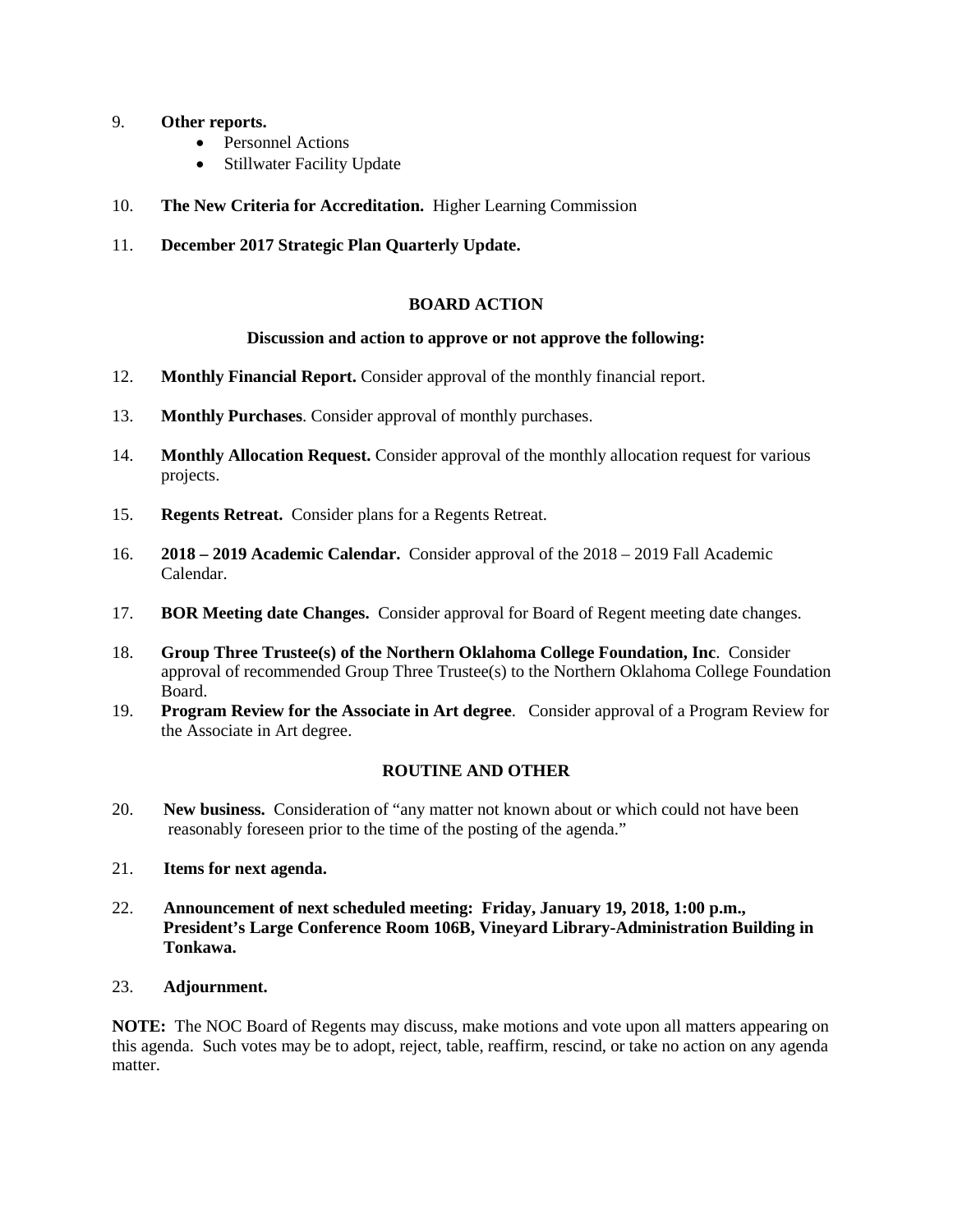9. **Other reports.**
   - Personnel Actions
   - Stillwater Facility Update

10. **The New Criteria for Accreditation.** Higher Learning Commission

11. **December 2017 Strategic Plan Quarterly Update.**

**BOARD ACTION**

**Discussion and action to approve or not approve the following:**

12. **Monthly Financial Report.** Consider approval of the monthly financial report.

13. **Monthly Purchases**. Consider approval of monthly purchases.

14. **Monthly Allocation Request.** Consider approval of the monthly allocation request for various projects.

15. **Regents Retreat.** Consider plans for a Regents Retreat.

16. **2018 – 2019 Academic Calendar.** Consider approval of the 2018 – 2019 Fall Academic Calendar.

17. **BOR Meeting date Changes.** Consider approval for Board of Regent meeting date changes.

18. **Group Three Trustee(s) of the Northern Oklahoma College Foundation, Inc**. Consider approval of recommended Group Three Trustee(s) to the Northern Oklahoma College Foundation Board.

19. **Program Review for the Associate in Art degree**. Consider approval of a Program Review for the Associate in Art degree.

**ROUTINE AND OTHER**

20. **New business.** Consideration of "any matter not known about or which could not have been reasonably foreseen prior to the time of the posting of the agenda."

21. **Items for next agenda.**

22. **Announcement of next scheduled meeting: Friday, January 19, 2018, 1:00 p.m., President's Large Conference Room 106B, Vineyard Library-Administration Building in Tonkawa.**

23. **Adjournment.**

**NOTE:** The NOC Board of Regents may discuss, make motions and vote upon all matters appearing on this agenda. Such votes may be to adopt, reject, table, reaffirm, rescind, or take no action on any agenda matter.